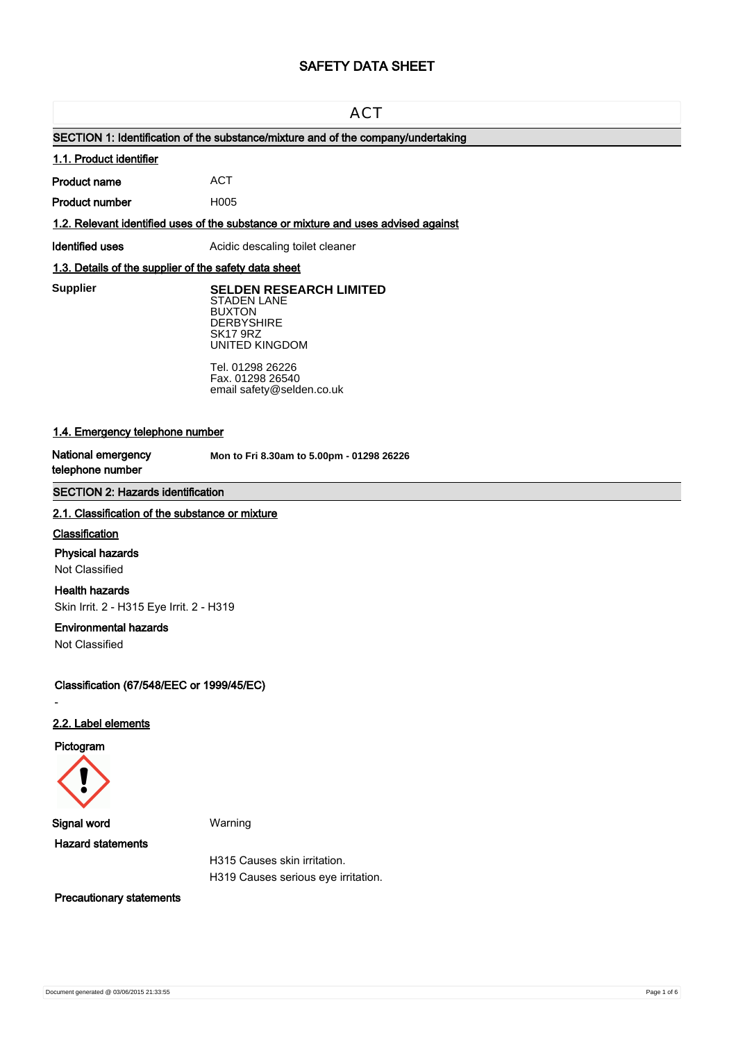# SAFETY DATA SHEET

## ACT

### SECTION 1: Identification of the substance/mixture and of the company/undertaking

#### 1.1. Product identifier

**Product name** ACT

**Product number** H005

#### 1.2. Relevant identified uses of the substance or mixture and uses advised against

**Identified uses** Acidic descaling toilet cleaner

#### 1.3. Details of the supplier of the safety data sheet

**Supplier**

**SELDEN RESEARCH LIMITED**
STADEN LANE
BUXTON
DERBYSHIRE
SK17 9RZ
UNITED KINGDOM

Tel. 01298 26226
Fax. 01298 26540
email safety@selden.co.uk

#### 1.4. Emergency telephone number

**National emergency telephone number** **Mon to Fri 8.30am to 5.00pm - 01298 26226**

### SECTION 2: Hazards identification

#### 2.1. Classification of the substance or mixture

**Classification**

**Physical hazards**
Not Classified

**Health hazards**
Skin Irrit. 2 - H315 Eye Irrit. 2 - H319

**Environmental hazards**
Not Classified

**Classification (67/548/EEC or 1999/45/EC)**

-

#### 2.2. Label elements

**Pictogram**

**Signal word** Warning

**Hazard statements**

H315 Causes skin irritation.
H319 Causes serious eye irritation.

**Precautionary statements**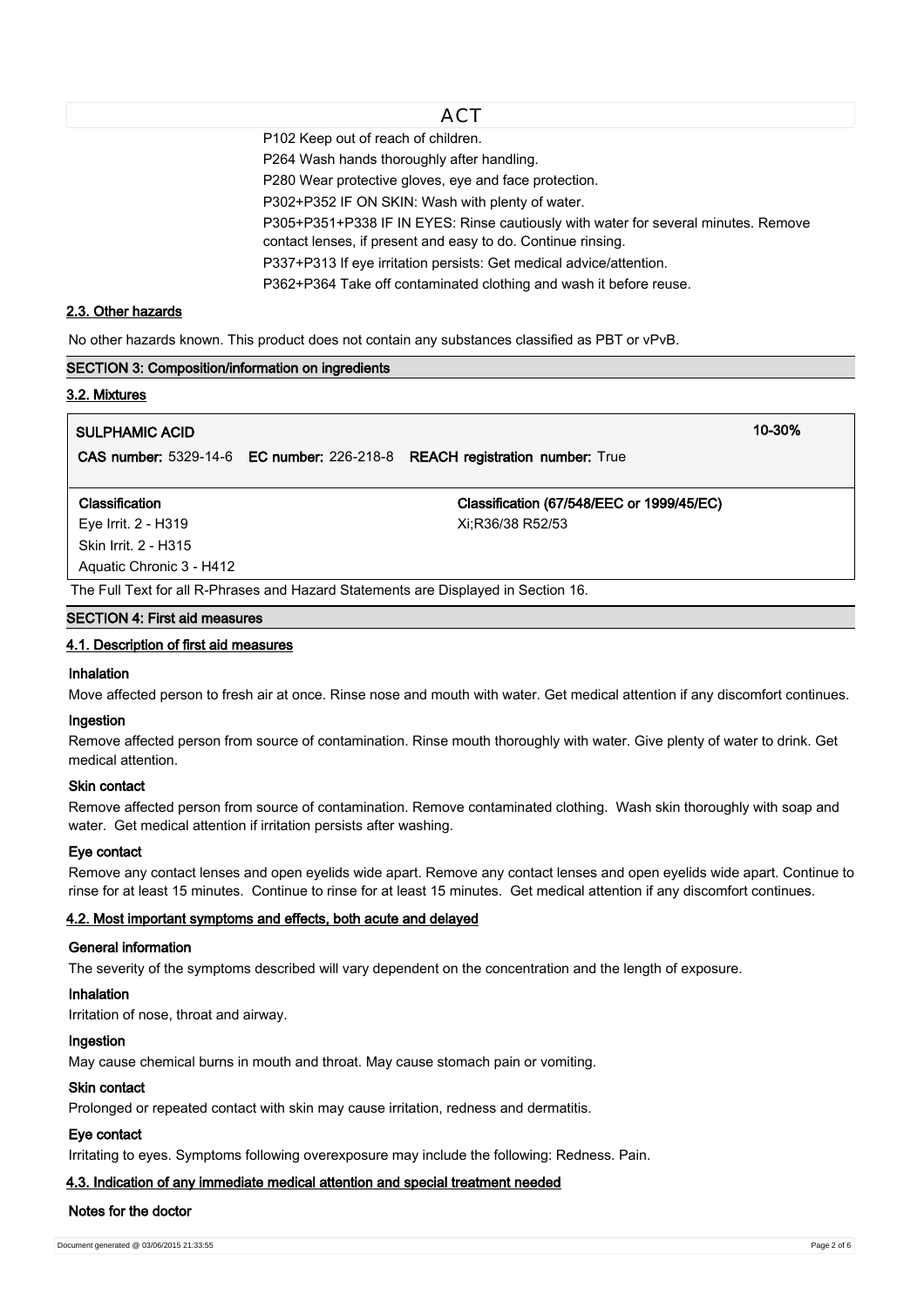P102 Keep out of reach of children.

P264 Wash hands thoroughly after handling.

P280 Wear protective gloves, eye and face protection.

P302+P352 IF ON SKIN: Wash with plenty of water.

P305+P351+P338 IF IN EYES: Rinse cautiously with water for several minutes. Remove contact lenses, if present and easy to do. Continue rinsing.

P337+P313 If eye irritation persists: Get medical advice/attention.

P362+P364 Take off contaminated clothing and wash it before reuse.

### 2.3. Other hazards

No other hazards known. This product does not contain any substances classified as PBT or vPvB.

## SECTION 3: Composition/information on ingredients

### 3.2. Mixtures

**SULPHAMIC ACID** 10-30%

**CAS number:** 5329-14-6 **EC number:** 226-218-8 **REACH registration number:** True

| Classification | Classification (67/548/EEC or 1999/45/EC) |
|---|---|
| Eye Irrit. 2 - H319 | Xi;R36/38 R52/53 |
| Skin Irrit. 2 - H315 | |
| Aquatic Chronic 3 - H412 | |

The Full Text for all R-Phrases and Hazard Statements are Displayed in Section 16.

## SECTION 4: First aid measures

### 4.1. Description of first aid measures

**Inhalation**

Move affected person to fresh air at once. Rinse nose and mouth with water. Get medical attention if any discomfort continues.

**Ingestion**

Remove affected person from source of contamination. Rinse mouth thoroughly with water. Give plenty of water to drink. Get medical attention.

**Skin contact**

Remove affected person from source of contamination. Remove contaminated clothing. Wash skin thoroughly with soap and water. Get medical attention if irritation persists after washing.

**Eye contact**

Remove any contact lenses and open eyelids wide apart. Remove any contact lenses and open eyelids wide apart. Continue to rinse for at least 15 minutes. Continue to rinse for at least 15 minutes. Get medical attention if any discomfort continues.

### 4.2. Most important symptoms and effects, both acute and delayed

**General information**

The severity of the symptoms described will vary dependent on the concentration and the length of exposure.

**Inhalation**

Irritation of nose, throat and airway.

**Ingestion**

May cause chemical burns in mouth and throat. May cause stomach pain or vomiting.

**Skin contact**

Prolonged or repeated contact with skin may cause irritation, redness and dermatitis.

**Eye contact**

Irritating to eyes. Symptoms following overexposure may include the following: Redness. Pain.

### 4.3. Indication of any immediate medical attention and special treatment needed

**Notes for the doctor**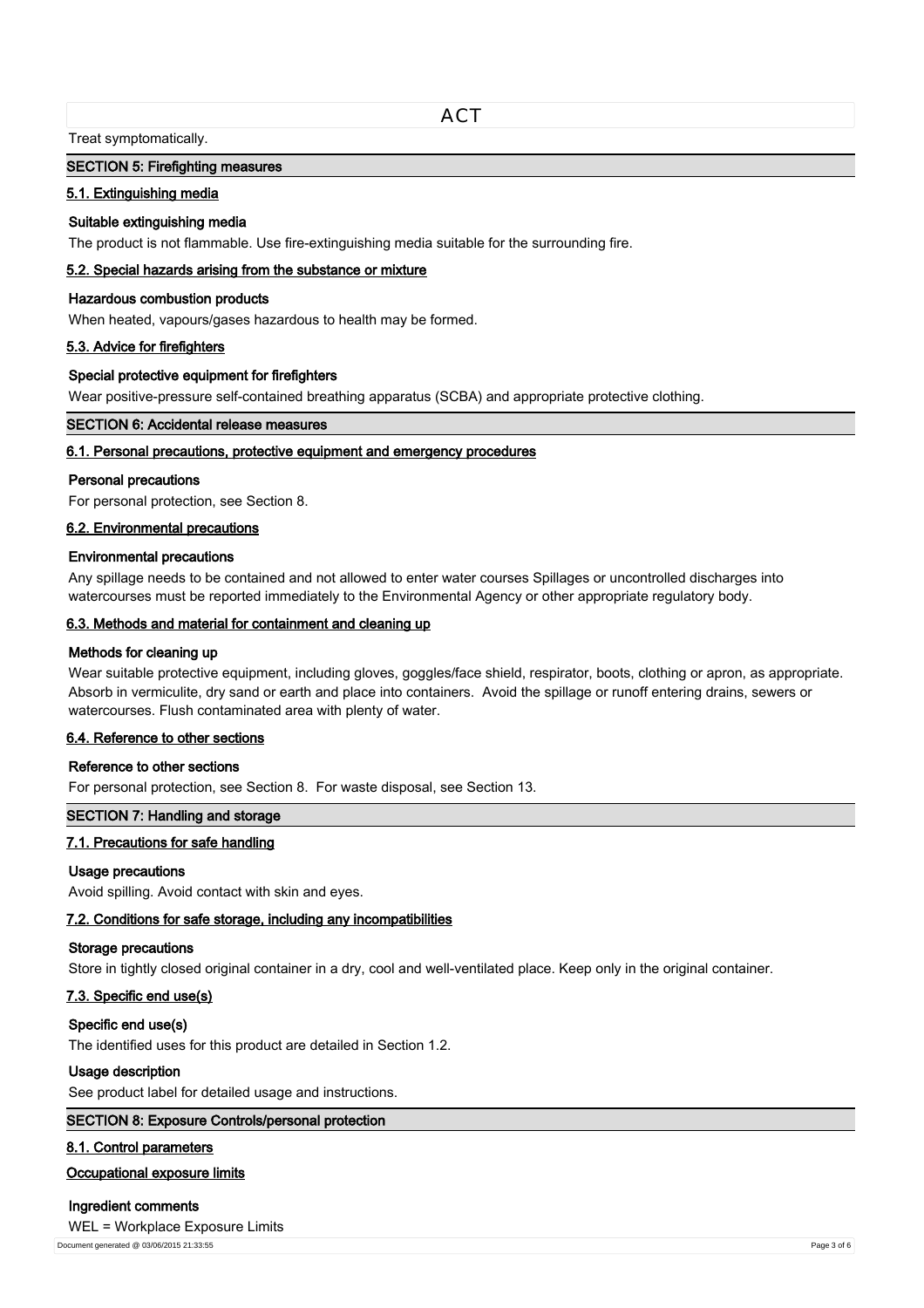Treat symptomatically.

## SECTION 5: Firefighting measures

### 5.1. Extinguishing media

**Suitable extinguishing media**

The product is not flammable. Use fire-extinguishing media suitable for the surrounding fire.

### 5.2. Special hazards arising from the substance or mixture

**Hazardous combustion products**

When heated, vapours/gases hazardous to health may be formed.

### 5.3. Advice for firefighters

**Special protective equipment for firefighters**

Wear positive-pressure self-contained breathing apparatus (SCBA) and appropriate protective clothing.

## SECTION 6: Accidental release measures

### 6.1. Personal precautions, protective equipment and emergency procedures

**Personal precautions**

For personal protection, see Section 8.

### 6.2. Environmental precautions

**Environmental precautions**

Any spillage needs to be contained and not allowed to enter water courses Spillages or uncontrolled discharges into watercourses must be reported immediately to the Environmental Agency or other appropriate regulatory body.

### 6.3. Methods and material for containment and cleaning up

**Methods for cleaning up**

Wear suitable protective equipment, including gloves, goggles/face shield, respirator, boots, clothing or apron, as appropriate. Absorb in vermiculite, dry sand or earth and place into containers. Avoid the spillage or runoff entering drains, sewers or watercourses. Flush contaminated area with plenty of water.

### 6.4. Reference to other sections

**Reference to other sections**

For personal protection, see Section 8. For waste disposal, see Section 13.

## SECTION 7: Handling and storage

### 7.1. Precautions for safe handling

**Usage precautions**

Avoid spilling. Avoid contact with skin and eyes.

### 7.2. Conditions for safe storage, including any incompatibilities

**Storage precautions**

Store in tightly closed original container in a dry, cool and well-ventilated place. Keep only in the original container.

### 7.3. Specific end use(s)

**Specific end use(s)**

The identified uses for this product are detailed in Section 1.2.

**Usage description**

See product label for detailed usage and instructions.

## SECTION 8: Exposure Controls/personal protection

### 8.1. Control parameters

### Occupational exposure limits

**Ingredient comments**

WEL = Workplace Exposure Limits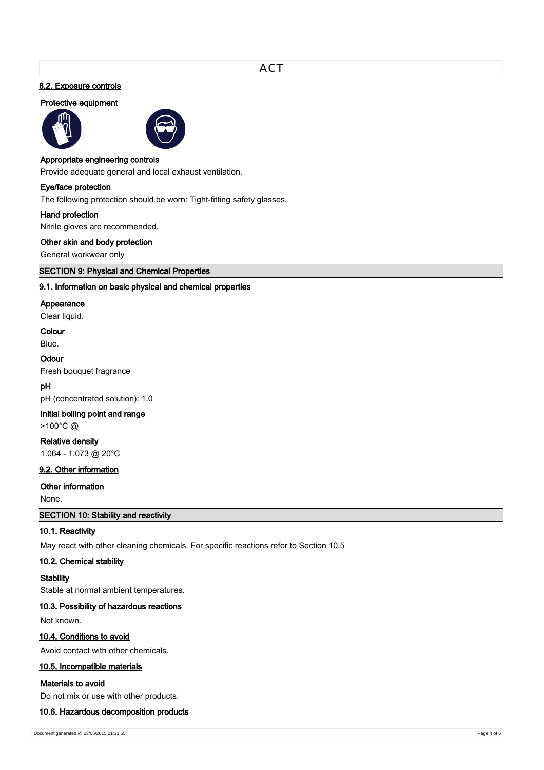ACT

### 8.2. Exposure controls

**Protective equipment**

**Appropriate engineering controls**

Provide adequate general and local exhaust ventilation.

**Eye/face protection**

The following protection should be worn: Tight-fitting safety glasses.

**Hand protection**

Nitrile gloves are recommended.

**Other skin and body protection**

General workwear only

## SECTION 9: Physical and Chemical Properties

### 9.1. Information on basic physical and chemical properties

**Appearance**

Clear liquid.

**Colour**

Blue.

**Odour**

Fresh bouquet fragrance

**pH**

pH (concentrated solution): 1.0

**Initial boiling point and range**

>100°C @

**Relative density**

1.064 - 1.073 @ 20°C

### 9.2. Other information

**Other information**

None.

## SECTION 10: Stability and reactivity

### 10.1. Reactivity

May react with other cleaning chemicals. For specific reactions refer to Section 10.5

### 10.2. Chemical stability

**Stability**

Stable at normal ambient temperatures.

### 10.3. Possibility of hazardous reactions

Not known.

### 10.4. Conditions to avoid

Avoid contact with other chemicals.

### 10.5. Incompatible materials

**Materials to avoid**

Do not mix or use with other products.

### 10.6. Hazardous decomposition products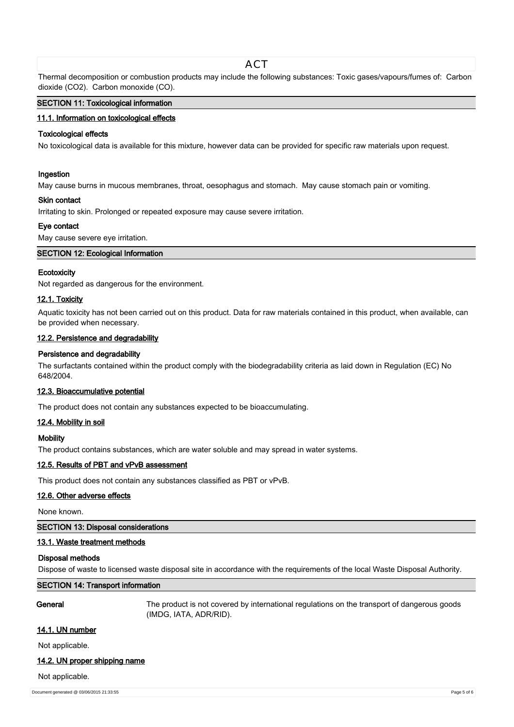Thermal decomposition or combustion products may include the following substances: Toxic gases/vapours/fumes of: Carbon dioxide ($CO_2$). Carbon monoxide (CO).

## SECTION 11: Toxicological information

### 11.1. Information on toxicological effects

**Toxicological effects**

No toxicological data is available for this mixture, however data can be provided for specific raw materials upon request.

**Ingestion**

May cause burns in mucous membranes, throat, oesophagus and stomach. May cause stomach pain or vomiting.

**Skin contact**

Irritating to skin. Prolonged or repeated exposure may cause severe irritation.

**Eye contact**

May cause severe eye irritation.

## SECTION 12: Ecological Information

**Ecotoxicity**

Not regarded as dangerous for the environment.

### 12.1. Toxicity

Aquatic toxicity has not been carried out on this product. Data for raw materials contained in this product, when available, can be provided when necessary.

### 12.2. Persistence and degradability

**Persistence and degradability**

The surfactants contained within the product comply with the biodegradability criteria as laid down in Regulation (EC) No 648/2004.

### 12.3. Bioaccumulative potential

The product does not contain any substances expected to be bioaccumulating.

### 12.4. Mobility in soil

**Mobility**

The product contains substances, which are water soluble and may spread in water systems.

### 12.5. Results of PBT and vPvB assessment

This product does not contain any substances classified as PBT or vPvB.

### 12.6. Other adverse effects

None known.

## SECTION 13: Disposal considerations

### 13.1. Waste treatment methods

**Disposal methods**

Dispose of waste to licensed waste disposal site in accordance with the requirements of the local Waste Disposal Authority.

## SECTION 14: Transport information

**General** The product is not covered by international regulations on the transport of dangerous goods (IMDG, IATA, ADR/RID).

### 14.1. UN number

Not applicable.

### 14.2. UN proper shipping name

Not applicable.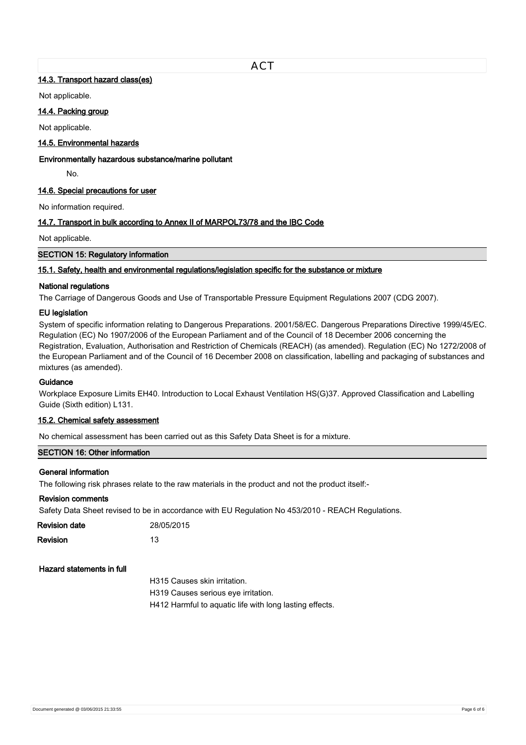### 14.3. Transport hazard class(es)

Not applicable.

### 14.4. Packing group

Not applicable.

### 14.5. Environmental hazards

**Environmentally hazardous substance/marine pollutant**

No.

### 14.6. Special precautions for user

No information required.

### 14.7. Transport in bulk according to Annex II of MARPOL73/78 and the IBC Code

Not applicable.

## SECTION 15: Regulatory information

### 15.1. Safety, health and environmental regulations/legislation specific for the substance or mixture

**National regulations**

The Carriage of Dangerous Goods and Use of Transportable Pressure Equipment Regulations 2007 (CDG 2007).

**EU legislation**

System of specific information relating to Dangerous Preparations. 2001/58/EC. Dangerous Preparations Directive 1999/45/EC. Regulation (EC) No 1907/2006 of the European Parliament and of the Council of 18 December 2006 concerning the Registration, Evaluation, Authorisation and Restriction of Chemicals (REACH) (as amended). Regulation (EC) No 1272/2008 of the European Parliament and of the Council of 16 December 2008 on classification, labelling and packaging of substances and mixtures (as amended).

**Guidance**

Workplace Exposure Limits EH40. Introduction to Local Exhaust Ventilation HS(G)37. Approved Classification and Labelling Guide (Sixth edition) L131.

### 15.2. Chemical safety assessment

No chemical assessment has been carried out as this Safety Data Sheet is for a mixture.

## SECTION 16: Other information

**General information**

The following risk phrases relate to the raw materials in the product and not the product itself:-

**Revision comments**

Safety Data Sheet revised to be in accordance with EU Regulation No 453/2010 - REACH Regulations.

**Revision date** 28/05/2015

**Revision** 13

**Hazard statements in full**

H315 Causes skin irritation.
H319 Causes serious eye irritation.
H412 Harmful to aquatic life with long lasting effects.